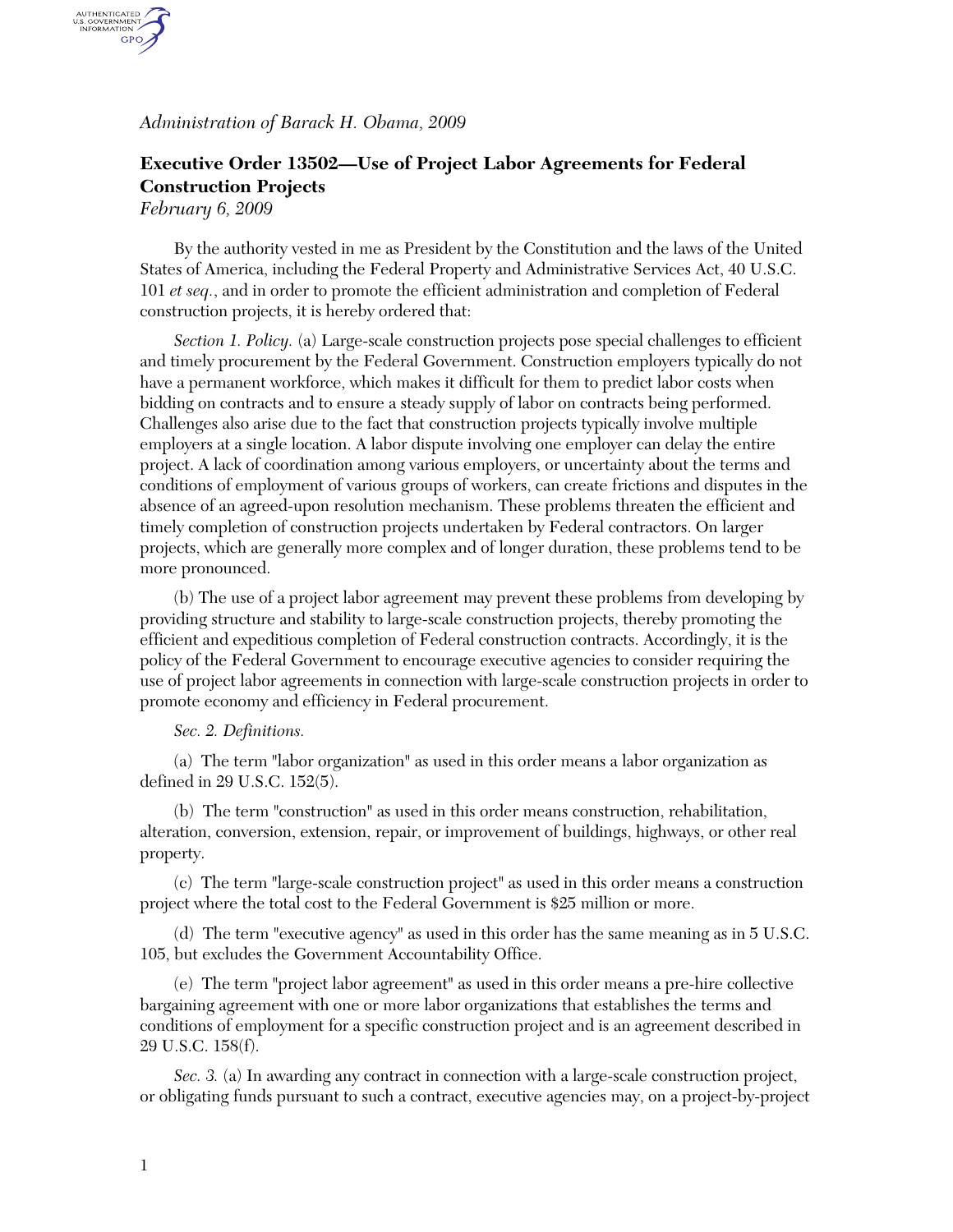*Administration of Barack H. Obama, 2009*

## Executive Order 13502—Use of Project Labor Agreements for Federal Construction Projects

*February 6, 2009*

By the authority vested in me as President by the Constitution and the laws of the United States of America, including the Federal Property and Administrative Services Act, 40 U.S.C. 101 *et seq.*, and in order to promote the efficient administration and completion of Federal construction projects, it is hereby ordered that:

*Section 1. Policy.* (a) Large-scale construction projects pose special challenges to efficient and timely procurement by the Federal Government. Construction employers typically do not have a permanent workforce, which makes it difficult for them to predict labor costs when bidding on contracts and to ensure a steady supply of labor on contracts being performed. Challenges also arise due to the fact that construction projects typically involve multiple employers at a single location. A labor dispute involving one employer can delay the entire project. A lack of coordination among various employers, or uncertainty about the terms and conditions of employment of various groups of workers, can create frictions and disputes in the absence of an agreed-upon resolution mechanism. These problems threaten the efficient and timely completion of construction projects undertaken by Federal contractors. On larger projects, which are generally more complex and of longer duration, these problems tend to be more pronounced.

(b) The use of a project labor agreement may prevent these problems from developing by providing structure and stability to large-scale construction projects, thereby promoting the efficient and expeditious completion of Federal construction contracts. Accordingly, it is the policy of the Federal Government to encourage executive agencies to consider requiring the use of project labor agreements in connection with large-scale construction projects in order to promote economy and efficiency in Federal procurement.

*Sec. 2. Definitions.*

(a) The term "labor organization" as used in this order means a labor organization as defined in 29 U.S.C. 152(5).

(b) The term "construction" as used in this order means construction, rehabilitation, alteration, conversion, extension, repair, or improvement of buildings, highways, or other real property.

(c) The term "large-scale construction project" as used in this order means a construction project where the total cost to the Federal Government is $25 million or more.

(d) The term "executive agency" as used in this order has the same meaning as in 5 U.S.C. 105, but excludes the Government Accountability Office.

(e) The term "project labor agreement" as used in this order means a pre-hire collective bargaining agreement with one or more labor organizations that establishes the terms and conditions of employment for a specific construction project and is an agreement described in 29 U.S.C. 158(f).

*Sec. 3.* (a) In awarding any contract in connection with a large-scale construction project, or obligating funds pursuant to such a contract, executive agencies may, on a project-by-project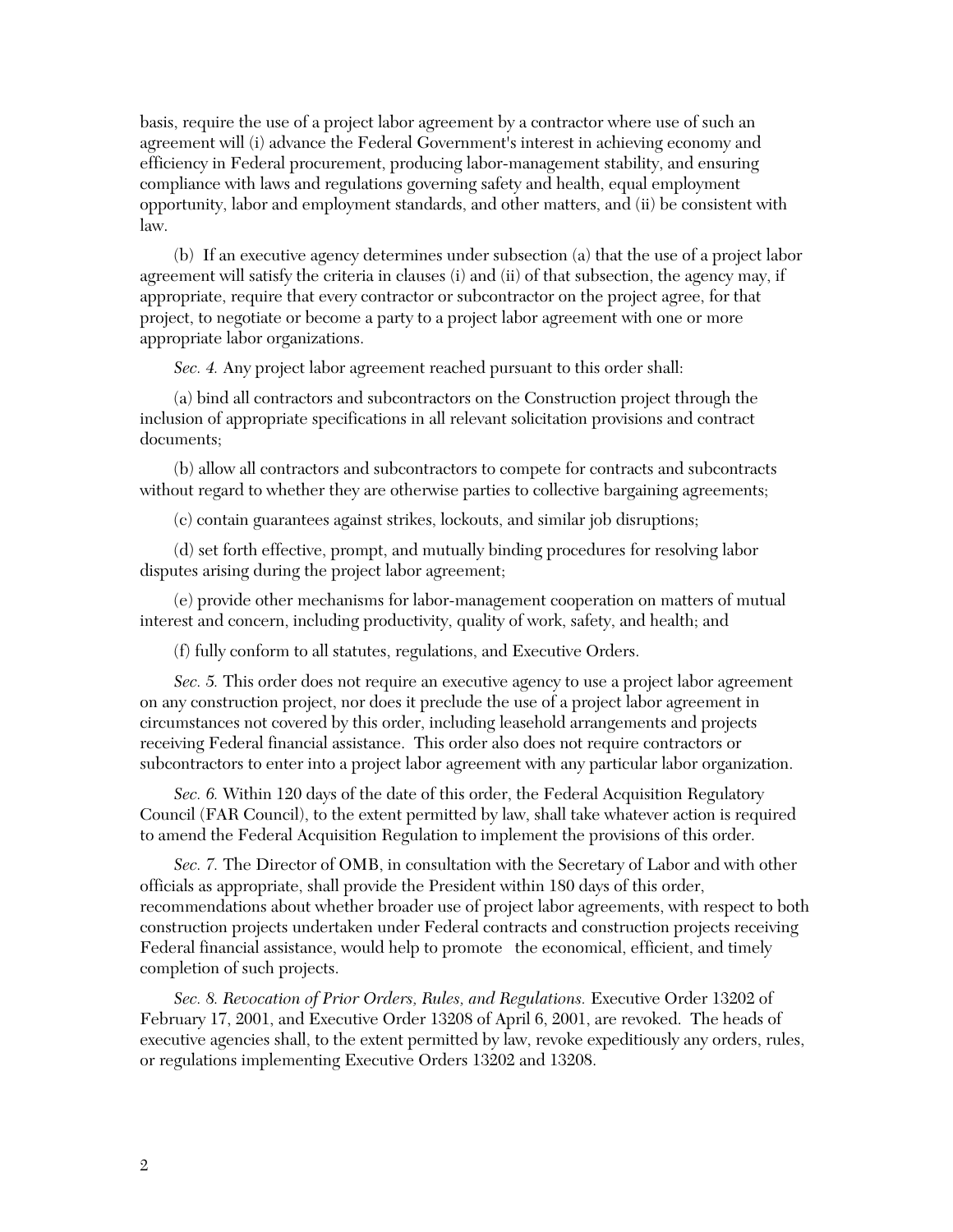basis, require the use of a project labor agreement by a contractor where use of such an agreement will (i) advance the Federal Government's interest in achieving economy and efficiency in Federal procurement, producing labor-management stability, and ensuring compliance with laws and regulations governing safety and health, equal employment opportunity, labor and employment standards, and other matters, and (ii) be consistent with law.

(b) If an executive agency determines under subsection (a) that the use of a project labor agreement will satisfy the criteria in clauses (i) and (ii) of that subsection, the agency may, if appropriate, require that every contractor or subcontractor on the project agree, for that project, to negotiate or become a party to a project labor agreement with one or more appropriate labor organizations.

*Sec. 4.* Any project labor agreement reached pursuant to this order shall:

(a) bind all contractors and subcontractors on the Construction project through the inclusion of appropriate specifications in all relevant solicitation provisions and contract documents;

(b) allow all contractors and subcontractors to compete for contracts and subcontracts without regard to whether they are otherwise parties to collective bargaining agreements;

(c) contain guarantees against strikes, lockouts, and similar job disruptions;

(d) set forth effective, prompt, and mutually binding procedures for resolving labor disputes arising during the project labor agreement;

(e) provide other mechanisms for labor-management cooperation on matters of mutual interest and concern, including productivity, quality of work, safety, and health; and

(f) fully conform to all statutes, regulations, and Executive Orders.

*Sec. 5.* This order does not require an executive agency to use a project labor agreement on any construction project, nor does it preclude the use of a project labor agreement in circumstances not covered by this order, including leasehold arrangements and projects receiving Federal financial assistance. This order also does not require contractors or subcontractors to enter into a project labor agreement with any particular labor organization.

*Sec. 6.* Within 120 days of the date of this order, the Federal Acquisition Regulatory Council (FAR Council), to the extent permitted by law, shall take whatever action is required to amend the Federal Acquisition Regulation to implement the provisions of this order.

*Sec. 7.* The Director of OMB, in consultation with the Secretary of Labor and with other officials as appropriate, shall provide the President within 180 days of this order, recommendations about whether broader use of project labor agreements, with respect to both construction projects undertaken under Federal contracts and construction projects receiving Federal financial assistance, would help to promote the economical, efficient, and timely completion of such projects.

*Sec. 8. Revocation of Prior Orders, Rules, and Regulations.* Executive Order 13202 of February 17, 2001, and Executive Order 13208 of April 6, 2001, are revoked. The heads of executive agencies shall, to the extent permitted by law, revoke expeditiously any orders, rules, or regulations implementing Executive Orders 13202 and 13208.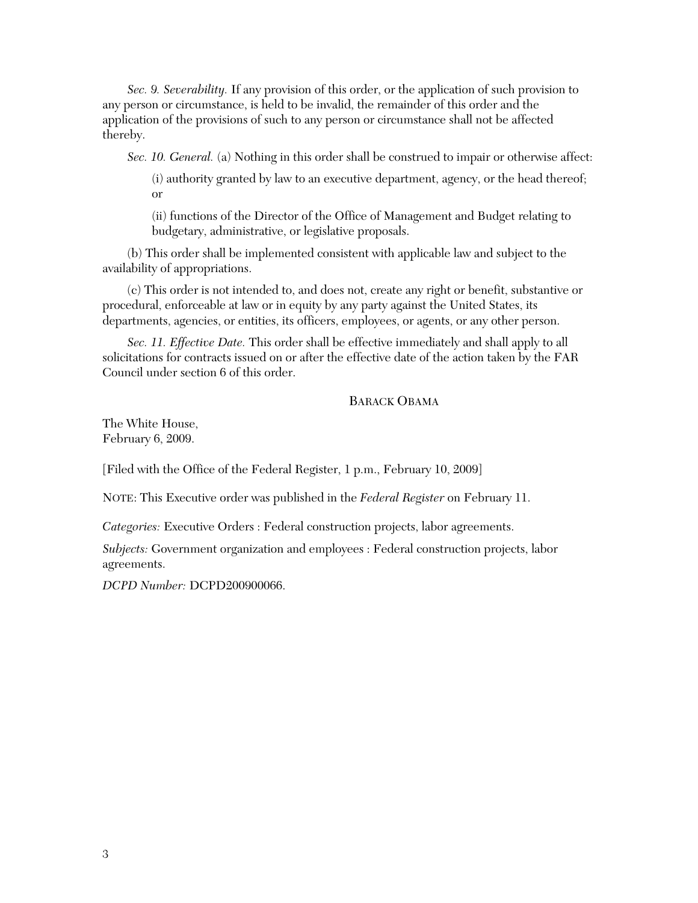*Sec. 9. Severability.* If any provision of this order, or the application of such provision to any person or circumstance, is held to be invalid, the remainder of this order and the application of the provisions of such to any person or circumstance shall not be affected thereby.

*Sec. 10. General.* (a) Nothing in this order shall be construed to impair or otherwise affect:

(i) authority granted by law to an executive department, agency, or the head thereof; or

(ii) functions of the Director of the Office of Management and Budget relating to budgetary, administrative, or legislative proposals.

(b) This order shall be implemented consistent with applicable law and subject to the availability of appropriations.

(c) This order is not intended to, and does not, create any right or benefit, substantive or procedural, enforceable at law or in equity by any party against the United States, its departments, agencies, or entities, its officers, employees, or agents, or any other person.

*Sec. 11. Effective Date.* This order shall be effective immediately and shall apply to all solicitations for contracts issued on or after the effective date of the action taken by the FAR Council under section 6 of this order.

BARACK OBAMA

The White House,
February 6, 2009.

[Filed with the Office of the Federal Register, 1 p.m., February 10, 2009]

NOTE: This Executive order was published in the *Federal Register* on February 11.

*Categories:* Executive Orders : Federal construction projects, labor agreements.

*Subjects:* Government organization and employees : Federal construction projects, labor agreements.

*DCPD Number:* DCPD200900066.